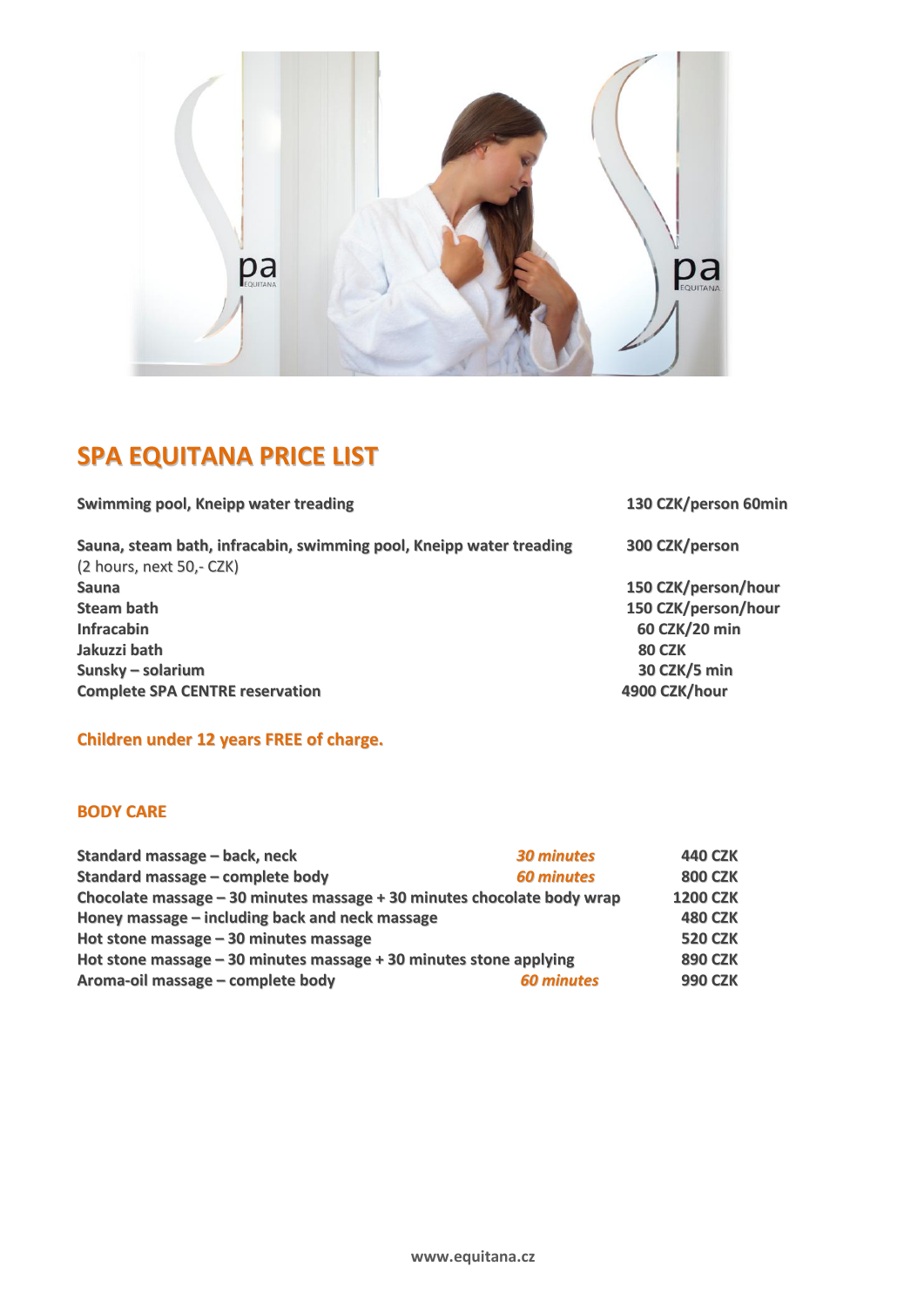# SPA EQUITANA PRICE LIST

| | |
|---|---|
| **Swimming pool, Kneipp water treading** | **130 CZK/person 60min** |
| **Sauna, steam bath, infracabin, swimming pool, Kneipp water treading** (2 hours, next 50,- CZK) | **300 CZK/person** |
| **Sauna** | **150 CZK/person/hour** |
| **Steam bath** | **150 CZK/person/hour** |
| **Infracabin** | **60 CZK/20 min** |
| **Jakuzzi bath** | **80 CZK** |
| **Sunsky – solarium** | **30 CZK/5 min** |
| **Complete SPA CENTRE reservation** | **4900 CZK/hour** |

**Children under 12 years FREE of charge.**

## BODY CARE

| | | |
|---|---|---|
| **Standard massage – back, neck** | ***30 minutes*** | **440 CZK** |
| **Standard massage – complete body** | ***60 minutes*** | **800 CZK** |
| **Chocolate massage – 30 minutes massage + 30 minutes chocolate body wrap** | | **1200 CZK** |
| **Honey massage – including back and neck massage** | | **480 CZK** |
| **Hot stone massage – 30 minutes massage** | | **520 CZK** |
| **Hot stone massage – 30 minutes massage + 30 minutes stone applying** | | **890 CZK** |
| **Aroma-oil massage – complete body** | ***60 minutes*** | **990 CZK** |

**www.equitana.cz**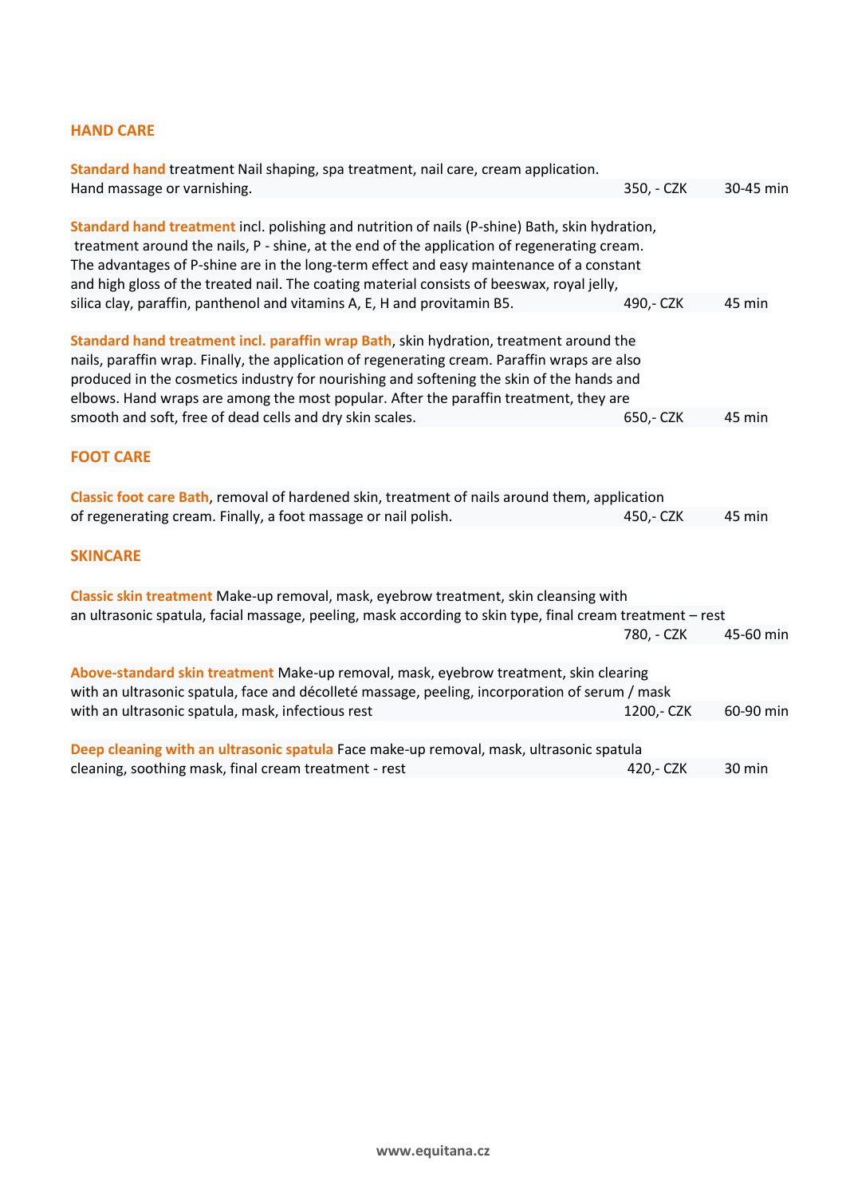## HAND CARE

**Standard hand** treatment Nail shaping, spa treatment, nail care, cream application. Hand massage or varnishing. 350, - CZK 30-45 min

**Standard hand treatment** incl. polishing and nutrition of nails (P-shine) Bath, skin hydration, treatment around the nails, P - shine, at the end of the application of regenerating cream. The advantages of P-shine are in the long-term effect and easy maintenance of a constant and high gloss of the treated nail. The coating material consists of beeswax, royal jelly, silica clay, paraffin, panthenol and vitamins A, E, H and provitamin B5. 490,- CZK 45 min

**Standard hand treatment incl. paraffin wrap Bath**, skin hydration, treatment around the nails, paraffin wrap. Finally, the application of regenerating cream. Paraffin wraps are also produced in the cosmetics industry for nourishing and softening the skin of the hands and elbows. Hand wraps are among the most popular. After the paraffin treatment, they are smooth and soft, free of dead cells and dry skin scales. 650,- CZK 45 min

## FOOT CARE

**Classic foot care Bath**, removal of hardened skin, treatment of nails around them, application of regenerating cream. Finally, a foot massage or nail polish. 450,- CZK 45 min

## SKINCARE

**Classic skin treatment** Make-up removal, mask, eyebrow treatment, skin cleansing with an ultrasonic spatula, facial massage, peeling, mask according to skin type, final cream treatment – rest 780, - CZK 45-60 min

**Above-standard skin treatment** Make-up removal, mask, eyebrow treatment, skin clearing with an ultrasonic spatula, face and décolleté massage, peeling, incorporation of serum / mask with an ultrasonic spatula, mask, infectious rest 1200,- CZK 60-90 min

**Deep cleaning with an ultrasonic spatula** Face make-up removal, mask, ultrasonic spatula cleaning, soothing mask, final cream treatment - rest 420,- CZK 30 min

www.equitana.cz